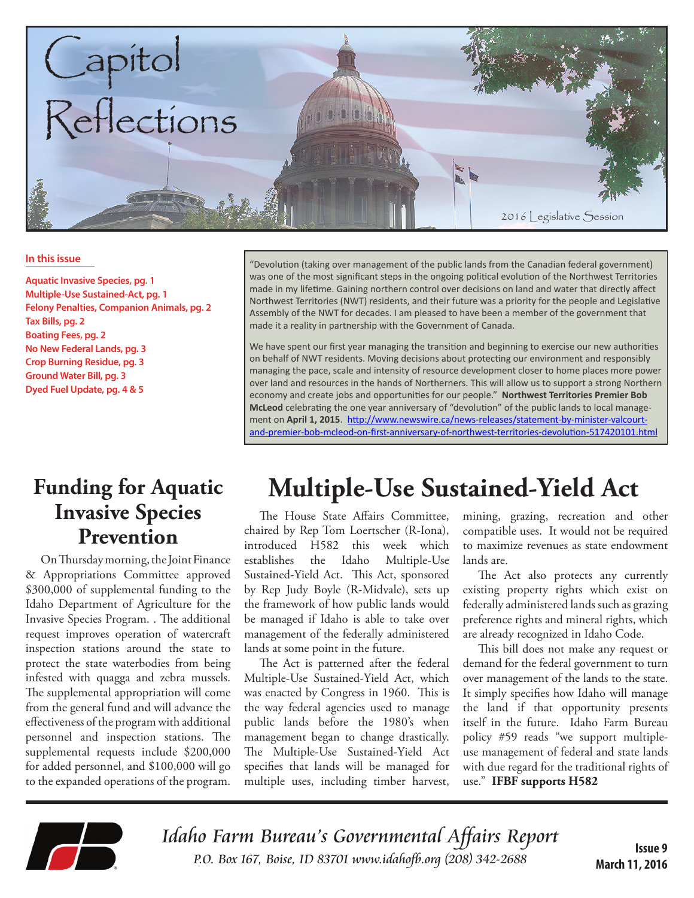# Capitol Reflections

2016 Legislative Session

**In this issue**

- Aquatic Invasive Species, pg. 1
- Multiple-Use Sustained-Act, pg. 1
- Felony Penalties, Companion Animals, pg. 2
- Tax Bills, pg. 2
- Boating Fees, pg. 2
- No New Federal Lands, pg. 3
- Crop Burning Residue, pg. 3
- Ground Water Bill, pg. 3
- Dyed Fuel Update, pg. 4 & 5

"Devolution (taking over management of the public lands from the Canadian federal government) was one of the most significant steps in the ongoing political evolution of the Northwest Territories made in my lifetime. Gaining northern control over decisions on land and water that directly affect Northwest Territories (NWT) residents, and their future was a priority for the people and Legislative Assembly of the NWT for decades. I am pleased to have been a member of the government that made it a reality in partnership with the Government of Canada.

We have spent our first year managing the transition and beginning to exercise our new authorities on behalf of NWT residents. Moving decisions about protecting our environment and responsibly managing the pace, scale and intensity of resource development closer to home places more power over land and resources in the hands of Northerners. This will allow us to support a strong Northern economy and create jobs and opportunities for our people." **Northwest Territories Premier Bob McLeod** celebrating the one year anniversary of "devolution" of the public lands to local management on **April 1, 2015**. http://www.newswire.ca/news-releases/statement-by-minister-valcourt-and-premier-bob-mcleod-on-first-anniversary-of-northwest-territories-devolution-517420101.html

## Funding for Aquatic Invasive Species Prevention

On Thursday morning, the Joint Finance & Appropriations Committee approved $300,000 of supplemental funding to the Idaho Department of Agriculture for the Invasive Species Program. . The additional request improves operation of watercraft inspection stations around the state to protect the state waterbodies from being infested with quagga and zebra mussels. The supplemental appropriation will come from the general fund and will advance the effectiveness of the program with additional personnel and inspection stations. The supplemental requests include $200,000 for added personnel, and $100,000 will go to the expanded operations of the program.

## Multiple-Use Sustained-Yield Act

The House State Affairs Committee, chaired by Rep Tom Loertscher (R-Iona), introduced H582 this week which establishes the Idaho Multiple-Use Sustained-Yield Act. This Act, sponsored by Rep Judy Boyle (R-Midvale), sets up the framework of how public lands would be managed if Idaho is able to take over management of the federally administered lands at some point in the future.

The Act is patterned after the federal Multiple-Use Sustained-Yield Act, which was enacted by Congress in 1960. This is the way federal agencies used to manage public lands before the 1980's when management began to change drastically. The Multiple-Use Sustained-Yield Act specifies that lands will be managed for multiple uses, including timber harvest, mining, grazing, recreation and other compatible uses. It would not be required to maximize revenues as state endowment lands are.

The Act also protects any currently existing property rights which exist on federally administered lands such as grazing preference rights and mineral rights, which are already recognized in Idaho Code.

This bill does not make any request or demand for the federal government to turn over management of the lands to the state. It simply specifies how Idaho will manage the land if that opportunity presents itself in the future. Idaho Farm Bureau policy #59 reads "we support multiple-use management of federal and state lands with due regard for the traditional rights of use." **IFBF supports H582**

*Idaho Farm Bureau's Governmental Affairs Report*
*P.O. Box 167, Boise, ID 83701 www.idahofb.org (208) 342-2688*

**Issue 9**
**March 11, 2016**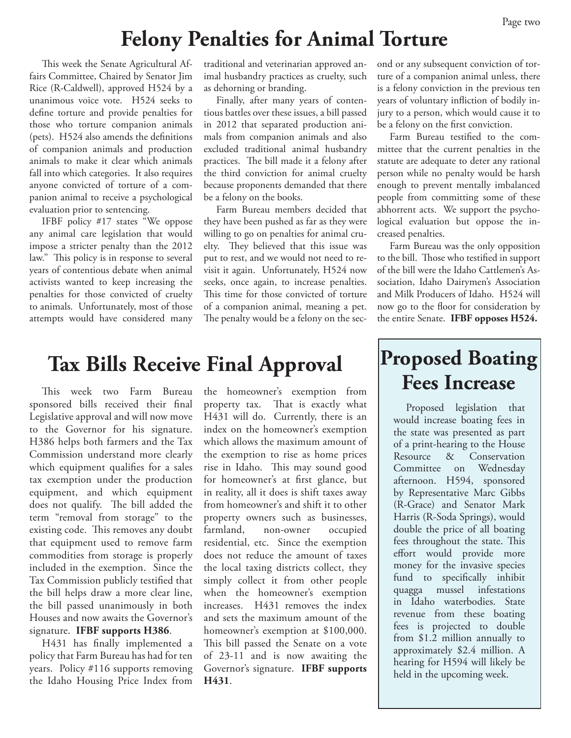# Felony Penalties for Animal Torture

This week the Senate Agricultural Affairs Committee, Chaired by Senator Jim Rice (R-Caldwell), approved H524 by a unanimous voice vote. H524 seeks to define torture and provide penalties for those who torture companion animals (pets). H524 also amends the definitions of companion animals and production animals to make it clear which animals fall into which categories. It also requires anyone convicted of torture of a companion animal to receive a psychological evaluation prior to sentencing.

IFBF policy #17 states "We oppose any animal care legislation that would impose a stricter penalty than the 2012 law." This policy is in response to several years of contentious debate when animal activists wanted to keep increasing the penalties for those convicted of cruelty to animals. Unfortunately, most of those attempts would have considered many traditional and veterinarian approved animal husbandry practices as cruelty, such as dehorning or branding.

Finally, after many years of contentious battles over these issues, a bill passed in 2012 that separated production animals from companion animals and also excluded traditional animal husbandry practices. The bill made it a felony after the third conviction for animal cruelty because proponents demanded that there be a felony on the books.

Farm Bureau members decided that they have been pushed as far as they were willing to go on penalties for animal cruelty. They believed that this issue was put to rest, and we would not need to revisit it again. Unfortunately, H524 now seeks, once again, to increase penalties. This time for those convicted of torture of a companion animal, meaning a pet. The penalty would be a felony on the second or any subsequent conviction of torture of a companion animal unless, there is a felony conviction in the previous ten years of voluntary infliction of bodily injury to a person, which would cause it to be a felony on the first conviction.

Farm Bureau testified to the committee that the current penalties in the statute are adequate to deter any rational person while no penalty would be harsh enough to prevent mentally imbalanced people from committing some of these abhorrent acts. We support the psychological evaluation but oppose the increased penalties.

Farm Bureau was the only opposition to the bill. Those who testified in support of the bill were the Idaho Cattlemen's Association, Idaho Dairymen's Association and Milk Producers of Idaho. H524 will now go to the floor for consideration by the entire Senate. **IFBF opposes H524.**

# Tax Bills Receive Final Approval

This week two Farm Bureau sponsored bills received their final Legislative approval and will now move to the Governor for his signature. H386 helps both farmers and the Tax Commission understand more clearly which equipment qualifies for a sales tax exemption under the production equipment, and which equipment does not qualify. The bill added the term "removal from storage" to the existing code. This removes any doubt that equipment used to remove farm commodities from storage is properly included in the exemption. Since the Tax Commission publicly testified that the bill helps draw a more clear line, the bill passed unanimously in both Houses and now awaits the Governor's signature. **IFBF supports H386**.

H431 has finally implemented a policy that Farm Bureau has had for ten years. Policy #116 supports removing the Idaho Housing Price Index from the homeowner's exemption from property tax. That is exactly what H431 will do. Currently, there is an index on the homeowner's exemption which allows the maximum amount of the exemption to rise as home prices rise in Idaho. This may sound good for homeowner's at first glance, but in reality, all it does is shift taxes away from homeowner's and shift it to other property owners such as businesses, farmland, non-owner occupied residential, etc. Since the exemption does not reduce the amount of taxes the local taxing districts collect, they simply collect it from other people when the homeowner's exemption increases. H431 removes the index and sets the maximum amount of the homeowner's exemption at $100,000. This bill passed the Senate on a vote of 23-11 and is now awaiting the Governor's signature. **IFBF supports H431**.

# Proposed Boating Fees Increase

Proposed legislation that would increase boating fees in the state was presented as part of a print-hearing to the House Resource & Conservation Committee on Wednesday afternoon. H594, sponsored by Representative Marc Gibbs (R-Grace) and Senator Mark Harris (R-Soda Springs), would double the price of all boating fees throughout the state. This effort would provide more money for the invasive species fund to specifically inhibit quagga mussel infestations in Idaho waterbodies. State revenue from these boating fees is projected to double from $1.2 million annually to approximately $2.4 million. A hearing for H594 will likely be held in the upcoming week.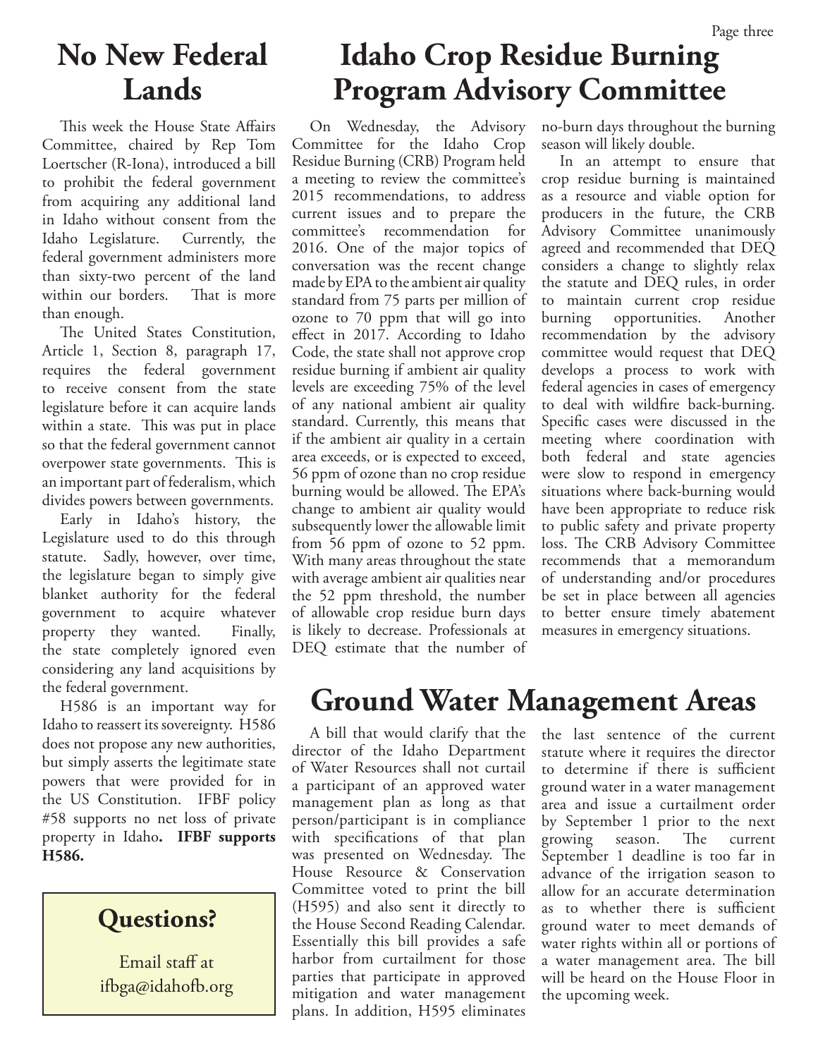# No New Federal Lands

This week the House State Affairs Committee, chaired by Rep Tom Loertscher (R-Iona), introduced a bill to prohibit the federal government from acquiring any additional land in Idaho without consent from the Idaho Legislature. Currently, the federal government administers more than sixty-two percent of the land within our borders. That is more than enough.

The United States Constitution, Article 1, Section 8, paragraph 17, requires the federal government to receive consent from the state legislature before it can acquire lands within a state. This was put in place so that the federal government cannot overpower state governments. This is an important part of federalism, which divides powers between governments.

Early in Idaho's history, the Legislature used to do this through statute. Sadly, however, over time, the legislature began to simply give blanket authority for the federal government to acquire whatever property they wanted. Finally, the state completely ignored even considering any land acquisitions by the federal government.

H586 is an important way for Idaho to reassert its sovereignty. H586 does not propose any new authorities, but simply asserts the legitimate state powers that were provided for in the US Constitution. IFBF policy #58 supports no net loss of private property in Idaho**. IFBF supports H586.**

## Questions?

Email staff at ifbga@idahofb.org

# Idaho Crop Residue Burning Program Advisory Committee

On Wednesday, the Advisory Committee for the Idaho Crop Residue Burning (CRB) Program held a meeting to review the committee's 2015 recommendations, to address current issues and to prepare the committee's recommendation for 2016. One of the major topics of conversation was the recent change made by EPA to the ambient air quality standard from 75 parts per million of ozone to 70 ppm that will go into effect in 2017. According to Idaho Code, the state shall not approve crop residue burning if ambient air quality levels are exceeding 75% of the level of any national ambient air quality standard. Currently, this means that if the ambient air quality in a certain area exceeds, or is expected to exceed, 56 ppm of ozone than no crop residue burning would be allowed. The EPA's change to ambient air quality would subsequently lower the allowable limit from 56 ppm of ozone to 52 ppm. With many areas throughout the state with average ambient air qualities near the 52 ppm threshold, the number of allowable crop residue burn days is likely to decrease. Professionals at DEQ estimate that the number of no-burn days throughout the burning season will likely double.

In an attempt to ensure that crop residue burning is maintained as a resource and viable option for producers in the future, the CRB Advisory Committee unanimously agreed and recommended that DEQ considers a change to slightly relax the statute and DEQ rules, in order to maintain current crop residue burning opportunities. Another recommendation by the advisory committee would request that DEQ develops a process to work with federal agencies in cases of emergency to deal with wildfire back-burning. Specific cases were discussed in the meeting where coordination with both federal and state agencies were slow to respond in emergency situations where back-burning would have been appropriate to reduce risk to public safety and private property loss. The CRB Advisory Committee recommends that a memorandum of understanding and/or procedures be set in place between all agencies to better ensure timely abatement measures in emergency situations.

# Ground Water Management Areas

A bill that would clarify that the director of the Idaho Department of Water Resources shall not curtail a participant of an approved water management plan as long as that person/participant is in compliance with specifications of that plan was presented on Wednesday. The House Resource & Conservation Committee voted to print the bill (H595) and also sent it directly to the House Second Reading Calendar. Essentially this bill provides a safe harbor from curtailment for those parties that participate in approved mitigation and water management plans. In addition, H595 eliminates the last sentence of the current statute where it requires the director to determine if there is sufficient ground water in a water management area and issue a curtailment order by September 1 prior to the next growing season. The current September 1 deadline is too far in advance of the irrigation season to allow for an accurate determination as to whether there is sufficient ground water to meet demands of water rights within all or portions of a water management area. The bill will be heard on the House Floor in the upcoming week.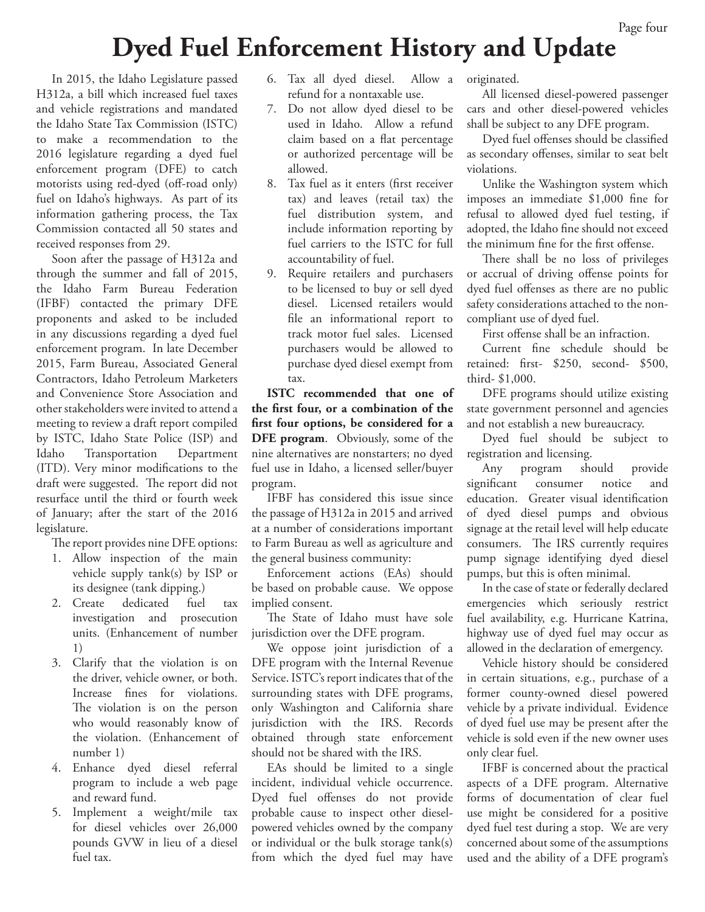# Dyed Fuel Enforcement History and Update

In 2015, the Idaho Legislature passed H312a, a bill which increased fuel taxes and vehicle registrations and mandated the Idaho State Tax Commission (ISTC) to make a recommendation to the 2016 legislature regarding a dyed fuel enforcement program (DFE) to catch motorists using red-dyed (off-road only) fuel on Idaho's highways. As part of its information gathering process, the Tax Commission contacted all 50 states and received responses from 29.

Soon after the passage of H312a and through the summer and fall of 2015, the Idaho Farm Bureau Federation (IFBF) contacted the primary DFE proponents and asked to be included in any discussions regarding a dyed fuel enforcement program. In late December 2015, Farm Bureau, Associated General Contractors, Idaho Petroleum Marketers and Convenience Store Association and other stakeholders were invited to attend a meeting to review a draft report compiled by ISTC, Idaho State Police (ISP) and Idaho Transportation Department (ITD). Very minor modifications to the draft were suggested. The report did not resurface until the third or fourth week of January; after the start of the 2016 legislature.

The report provides nine DFE options:

1. Allow inspection of the main vehicle supply tank(s) by ISP or its designee (tank dipping.)
2. Create dedicated fuel tax investigation and prosecution units. (Enhancement of number 1)
3. Clarify that the violation is on the driver, vehicle owner, or both. Increase fines for violations. The violation is on the person who would reasonably know of the violation. (Enhancement of number 1)
4. Enhance dyed diesel referral program to include a web page and reward fund.
5. Implement a weight/mile tax for diesel vehicles over 26,000 pounds GVW in lieu of a diesel fuel tax.
6. Tax all dyed diesel. Allow a refund for a nontaxable use.
7. Do not allow dyed diesel to be used in Idaho. Allow a refund claim based on a flat percentage or authorized percentage will be allowed.
8. Tax fuel as it enters (first receiver tax) and leaves (retail tax) the fuel distribution system, and include information reporting by fuel carriers to the ISTC for full accountability of fuel.
9. Require retailers and purchasers to be licensed to buy or sell dyed diesel. Licensed retailers would file an informational report to track motor fuel sales. Licensed purchasers would be allowed to purchase dyed diesel exempt from tax.

**ISTC recommended that one of the first four, or a combination of the first four options, be considered for a DFE program**. Obviously, some of the nine alternatives are nonstarters; no dyed fuel use in Idaho, a licensed seller/buyer program.

IFBF has considered this issue since the passage of H312a in 2015 and arrived at a number of considerations important to Farm Bureau as well as agriculture and the general business community:

Enforcement actions (EAs) should be based on probable cause. We oppose implied consent.

The State of Idaho must have sole jurisdiction over the DFE program.

We oppose joint jurisdiction of a DFE program with the Internal Revenue Service. ISTC's report indicates that of the surrounding states with DFE programs, only Washington and California share jurisdiction with the IRS. Records obtained through state enforcement should not be shared with the IRS.

EAs should be limited to a single incident, individual vehicle occurrence. Dyed fuel offenses do not provide probable cause to inspect other diesel-powered vehicles owned by the company or individual or the bulk storage tank(s) from which the dyed fuel may have originated.

All licensed diesel-powered passenger cars and other diesel-powered vehicles shall be subject to any DFE program.

Dyed fuel offenses should be classified as secondary offenses, similar to seat belt violations.

Unlike the Washington system which imposes an immediate $1,000 fine for refusal to allowed dyed fuel testing, if adopted, the Idaho fine should not exceed the minimum fine for the first offense.

There shall be no loss of privileges or accrual of driving offense points for dyed fuel offenses as there are no public safety considerations attached to the non-compliant use of dyed fuel.

First offense shall be an infraction.

Current fine schedule should be retained: first- $250, second- $500, third- $1,000.

DFE programs should utilize existing state government personnel and agencies and not establish a new bureaucracy.

Dyed fuel should be subject to registration and licensing.

Any program should provide significant consumer notice and education. Greater visual identification of dyed diesel pumps and obvious signage at the retail level will help educate consumers. The IRS currently requires pump signage identifying dyed diesel pumps, but this is often minimal.

In the case of state or federally declared emergencies which seriously restrict fuel availability, e.g. Hurricane Katrina, highway use of dyed fuel may occur as allowed in the declaration of emergency.

Vehicle history should be considered in certain situations, e.g., purchase of a former county-owned diesel powered vehicle by a private individual. Evidence of dyed fuel use may be present after the vehicle is sold even if the new owner uses only clear fuel.

IFBF is concerned about the practical aspects of a DFE program. Alternative forms of documentation of clear fuel use might be considered for a positive dyed fuel test during a stop. We are very concerned about some of the assumptions used and the ability of a DFE program's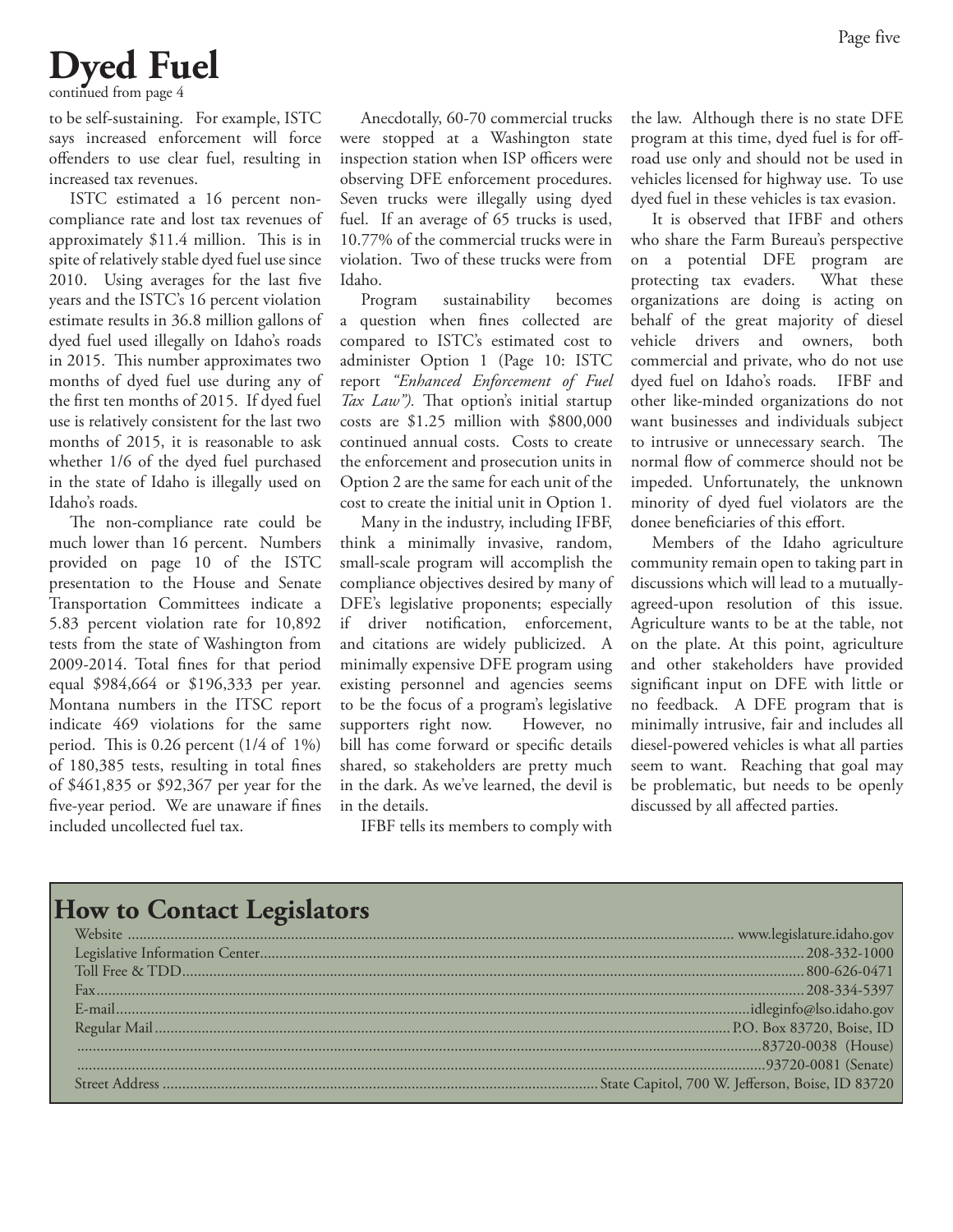# Dyed Fuel

continued from page 4

to be self-sustaining. For example, ISTC says increased enforcement will force offenders to use clear fuel, resulting in increased tax revenues.

ISTC estimated a 16 percent non-compliance rate and lost tax revenues of approximately $11.4 million. This is in spite of relatively stable dyed fuel use since 2010. Using averages for the last five years and the ISTC's 16 percent violation estimate results in 36.8 million gallons of dyed fuel used illegally on Idaho's roads in 2015. This number approximates two months of dyed fuel use during any of the first ten months of 2015. If dyed fuel use is relatively consistent for the last two months of 2015, it is reasonable to ask whether 1/6 of the dyed fuel purchased in the state of Idaho is illegally used on Idaho's roads.

The non-compliance rate could be much lower than 16 percent. Numbers provided on page 10 of the ISTC presentation to the House and Senate Transportation Committees indicate a 5.83 percent violation rate for 10,892 tests from the state of Washington from 2009-2014. Total fines for that period equal $984,664 or $196,333 per year. Montana numbers in the ITSC report indicate 469 violations for the same period. This is 0.26 percent (1/4 of 1%) of 180,385 tests, resulting in total fines of $461,835 or $92,367 per year for the five-year period. We are unaware if fines included uncollected fuel tax.

Anecdotally, 60-70 commercial trucks were stopped at a Washington state inspection station when ISP officers were observing DFE enforcement procedures. Seven trucks were illegally using dyed fuel. If an average of 65 trucks is used, 10.77% of the commercial trucks were in violation. Two of these trucks were from Idaho.

Program sustainability becomes a question when fines collected are compared to ISTC's estimated cost to administer Option 1 (Page 10: ISTC report *"Enhanced Enforcement of Fuel Tax Law")*. That option's initial startup costs are $1.25 million with $800,000 continued annual costs. Costs to create the enforcement and prosecution units in Option 2 are the same for each unit of the cost to create the initial unit in Option 1.

Many in the industry, including IFBF, think a minimally invasive, random, small-scale program will accomplish the compliance objectives desired by many of DFE's legislative proponents; especially if driver notification, enforcement, and citations are widely publicized. A minimally expensive DFE program using existing personnel and agencies seems to be the focus of a program's legislative supporters right now. However, no bill has come forward or specific details shared, so stakeholders are pretty much in the dark. As we've learned, the devil is in the details.

IFBF tells its members to comply with the law. Although there is no state DFE program at this time, dyed fuel is for off-road use only and should not be used in vehicles licensed for highway use. To use dyed fuel in these vehicles is tax evasion.

It is observed that IFBF and others who share the Farm Bureau's perspective on a potential DFE program are protecting tax evaders. What these organizations are doing is acting on behalf of the great majority of diesel vehicle drivers and owners, both commercial and private, who do not use dyed fuel on Idaho's roads. IFBF and other like-minded organizations do not want businesses and individuals subject to intrusive or unnecessary search. The normal flow of commerce should not be impeded. Unfortunately, the unknown minority of dyed fuel violators are the donee beneficiaries of this effort.

Members of the Idaho agriculture community remain open to taking part in discussions which will lead to a mutually-agreed-upon resolution of this issue. Agriculture wants to be at the table, not on the plate. At this point, agriculture and other stakeholders have provided significant input on DFE with little or no feedback. A DFE program that is minimally intrusive, fair and includes all diesel-powered vehicles is what all parties seem to want. Reaching that goal may be problematic, but needs to be openly discussed by all affected parties.

## How to Contact Legislators

| | |
|---|---|
| Website | www.legislature.idaho.gov |
| Legislative Information Center | 208-332-1000 |
| Toll Free & TDD | 800-626-0471 |
| Fax | 208-334-5397 |
| E-mail | idleginfo@lso.idaho.gov |
| Regular Mail | P.O. Box 83720, Boise, ID |
| | 83720-0038 (House) |
| | 93720-0081 (Senate) |
| Street Address | State Capitol, 700 W. Jefferson, Boise, ID 83720 |